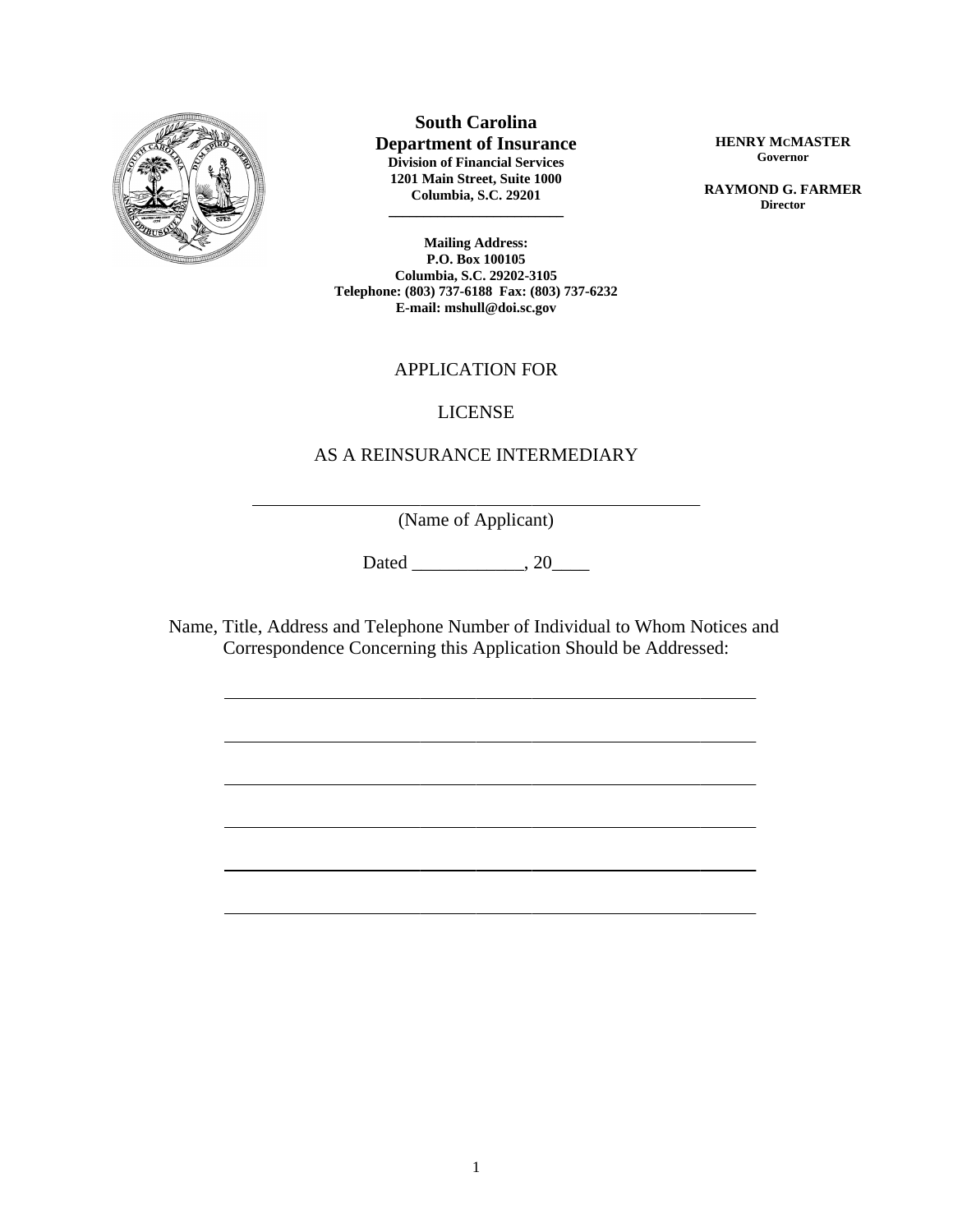**South Carolina**
**Department of Insurance**
**Division of Financial Services**
**1201 Main Street, Suite 1000**
**Columbia, S.C. 29201**

**Mailing Address:**
**P.O. Box 100105**
**Columbia, S.C. 29202-3105**
**Telephone: (803) 737-6188 Fax: (803) 737-6232**
**E-mail: mshull@doi.sc.gov**

**HENRY MCMASTER**
**Governor**

**RAYMOND G. FARMER**
**Director**

# APPLICATION FOR

# LICENSE

# AS A REINSURANCE INTERMEDIARY

\_\_\_\_\_\_\_\_\_\_\_\_\_\_\_\_\_\_\_\_\_\_\_\_\_\_\_\_\_\_\_\_\_\_\_\_\_\_\_\_\_\_\_\_\_\_\_\_
(Name of Applicant)

Dated \_\_\_\_\_\_\_\_\_\_\_\_, 20\_\_\_\_

Name, Title, Address and Telephone Number of Individual to Whom Notices and Correspondence Concerning this Application Should be Addressed:

\_\_\_\_\_\_\_\_\_\_\_\_\_\_\_\_\_\_\_\_\_\_\_\_\_\_\_\_\_\_\_\_\_\_\_\_\_\_\_\_\_\_\_\_\_\_\_\_\_\_\_\_\_\_\_\_

\_\_\_\_\_\_\_\_\_\_\_\_\_\_\_\_\_\_\_\_\_\_\_\_\_\_\_\_\_\_\_\_\_\_\_\_\_\_\_\_\_\_\_\_\_\_\_\_\_\_\_\_\_\_\_\_

\_\_\_\_\_\_\_\_\_\_\_\_\_\_\_\_\_\_\_\_\_\_\_\_\_\_\_\_\_\_\_\_\_\_\_\_\_\_\_\_\_\_\_\_\_\_\_\_\_\_\_\_\_\_\_\_

\_\_\_\_\_\_\_\_\_\_\_\_\_\_\_\_\_\_\_\_\_\_\_\_\_\_\_\_\_\_\_\_\_\_\_\_\_\_\_\_\_\_\_\_\_\_\_\_\_\_\_\_\_\_\_\_

\_\_\_\_\_\_\_\_\_\_\_\_\_\_\_\_\_\_\_\_\_\_\_\_\_\_\_\_\_\_\_\_\_\_\_\_\_\_\_\_\_\_\_\_\_\_\_\_\_\_\_\_\_\_\_\_

\_\_\_\_\_\_\_\_\_\_\_\_\_\_\_\_\_\_\_\_\_\_\_\_\_\_\_\_\_\_\_\_\_\_\_\_\_\_\_\_\_\_\_\_\_\_\_\_\_\_\_\_\_\_\_\_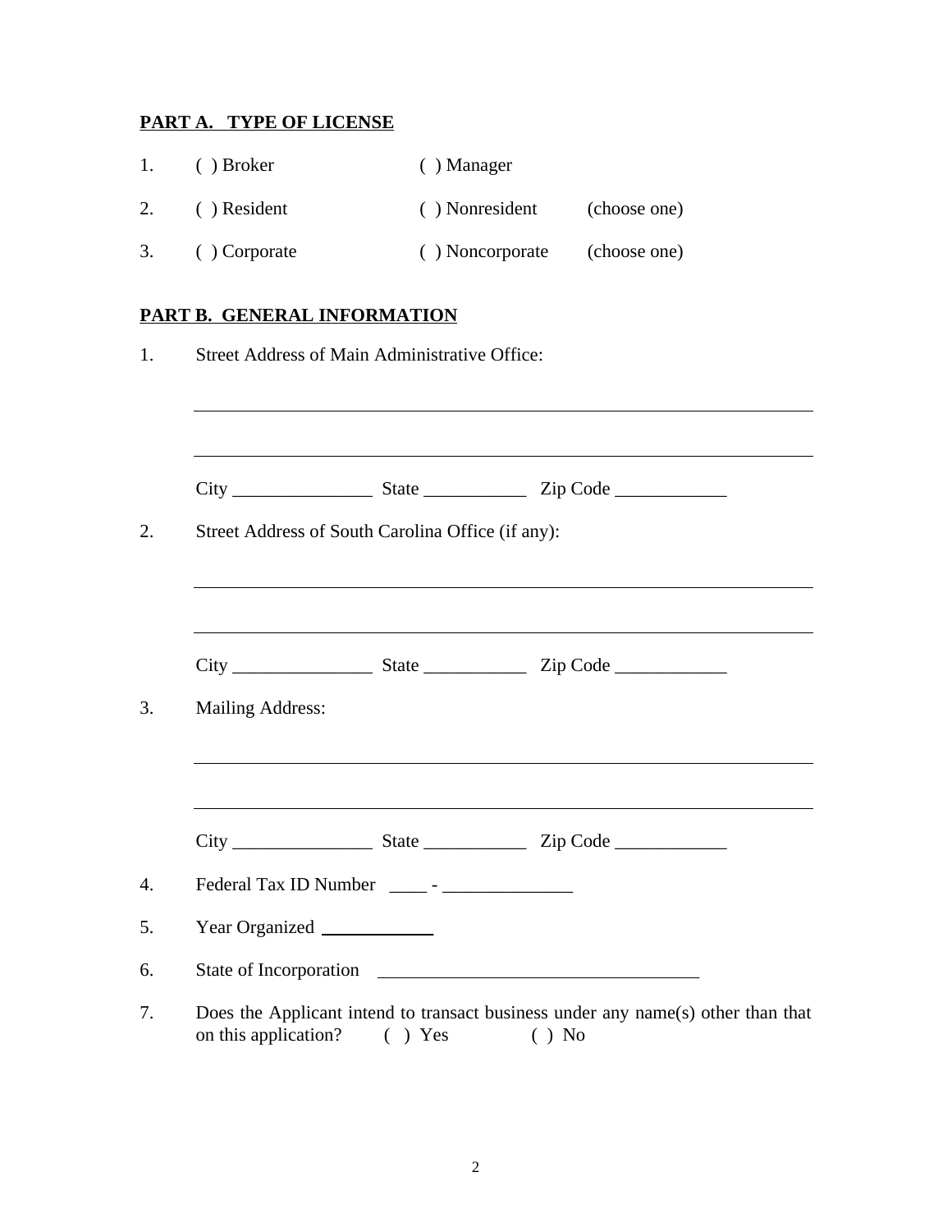**PART A. TYPE OF LICENSE**

1. ( ) Broker ( ) Manager

2. ( ) Resident ( ) Nonresident (choose one)

3. ( ) Corporate ( ) Noncorporate (choose one)

**PART B. GENERAL INFORMATION**

1. Street Address of Main Administrative Office:

   ______________________________________________________________

   ______________________________________________________________

   City _______________ State ___________ Zip Code ____________

2. Street Address of South Carolina Office (if any):

   ______________________________________________________________

   ______________________________________________________________

   City _______________ State ___________ Zip Code ____________

3. Mailing Address:

   ______________________________________________________________

   ______________________________________________________________

   City _______________ State ___________ Zip Code ____________

4. Federal Tax ID Number ____ - ______________

5. Year Organized ____________

6. State of Incorporation ________________________________

7. Does the Applicant intend to transact business under any name(s) other than that on this application? ( ) Yes ( ) No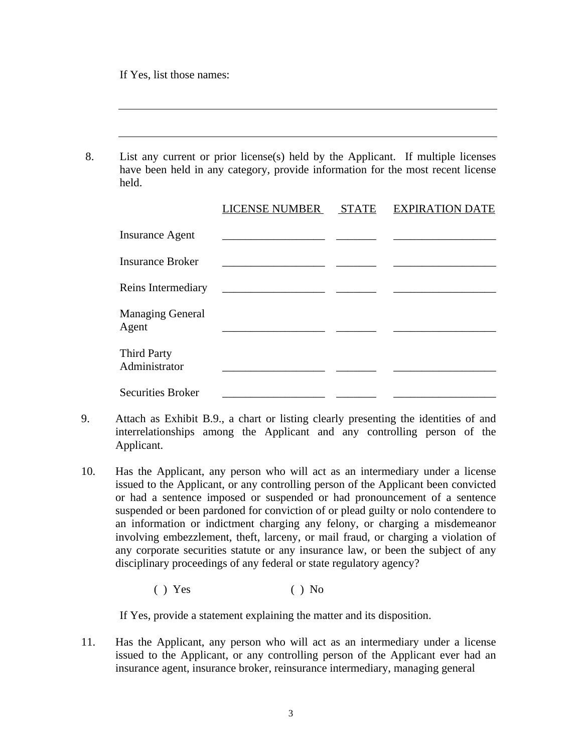If Yes, list those names:

______________________________________________________________

______________________________________________________________

8. List any current or prior license(s) held by the Applicant. If multiple licenses have been held in any category, provide information for the most recent license held.

| | LICENSE NUMBER | STATE | EXPIRATION DATE |
|---|---|---|---|
| Insurance Agent | __________________ | _______ | __________________ |
| Insurance Broker | __________________ | _______ | __________________ |
| Reins Intermediary | __________________ | _______ | __________________ |
| Managing General Agent | __________________ | _______ | __________________ |
| Third Party Administrator | __________________ | _______ | __________________ |
| Securities Broker | __________________ | _______ | __________________ |

9. Attach as Exhibit B.9., a chart or listing clearly presenting the identities of and interrelationships among the Applicant and any controlling person of the Applicant.

10. Has the Applicant, any person who will act as an intermediary under a license issued to the Applicant, or any controlling person of the Applicant been convicted or had a sentence imposed or suspended or had pronouncement of a sentence suspended or been pardoned for conviction of or plead guilty or nolo contendere to an information or indictment charging any felony, or charging a misdemeanor involving embezzlement, theft, larceny, or mail fraud, or charging a violation of any corporate securities statute or any insurance law, or been the subject of any disciplinary proceedings of any federal or state regulatory agency?

( ) Yes ( ) No

If Yes, provide a statement explaining the matter and its disposition.

11. Has the Applicant, any person who will act as an intermediary under a license issued to the Applicant, or any controlling person of the Applicant ever had an insurance agent, insurance broker, reinsurance intermediary, managing general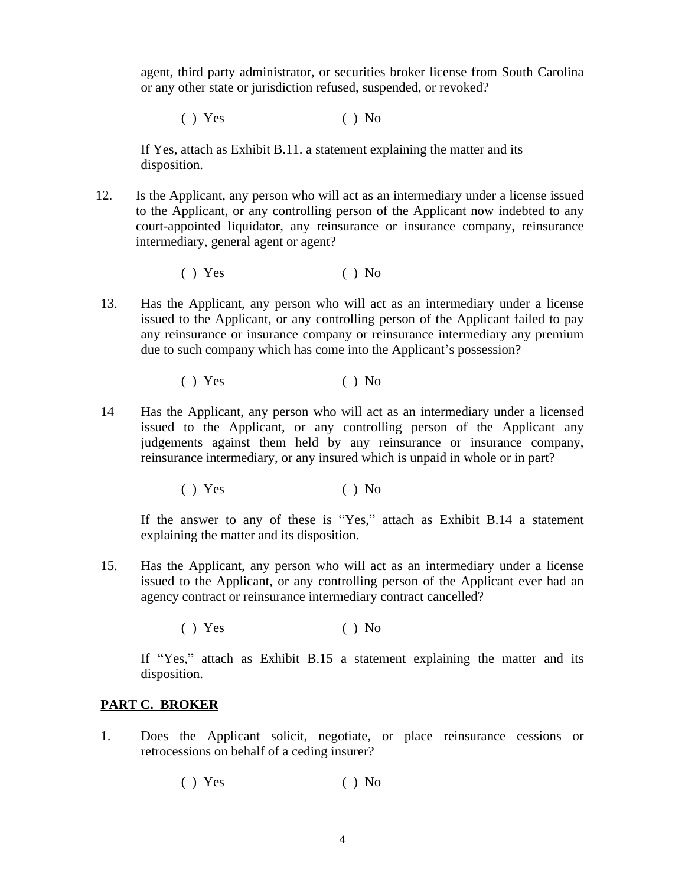agent, third party administrator, or securities broker license from South Carolina or any other state or jurisdiction refused, suspended, or revoked?

( ) Yes ( ) No

If Yes, attach as Exhibit B.11. a statement explaining the matter and its disposition.

12. Is the Applicant, any person who will act as an intermediary under a license issued to the Applicant, or any controlling person of the Applicant now indebted to any court-appointed liquidator, any reinsurance or insurance company, reinsurance intermediary, general agent or agent?

    ( ) Yes ( ) No

13. Has the Applicant, any person who will act as an intermediary under a license issued to the Applicant, or any controlling person of the Applicant failed to pay any reinsurance or insurance company or reinsurance intermediary any premium due to such company which has come into the Applicant's possession?

    ( ) Yes ( ) No

14 Has the Applicant, any person who will act as an intermediary under a licensed issued to the Applicant, or any controlling person of the Applicant any judgements against them held by any reinsurance or insurance company, reinsurance intermediary, or any insured which is unpaid in whole or in part?

    ( ) Yes ( ) No

    If the answer to any of these is "Yes," attach as Exhibit B.14 a statement explaining the matter and its disposition.

15. Has the Applicant, any person who will act as an intermediary under a license issued to the Applicant, or any controlling person of the Applicant ever had an agency contract or reinsurance intermediary contract cancelled?

    ( ) Yes ( ) No

    If "Yes," attach as Exhibit B.15 a statement explaining the matter and its disposition.

**PART C. BROKER**

1. Does the Applicant solicit, negotiate, or place reinsurance cessions or retrocessions on behalf of a ceding insurer?

    ( ) Yes ( ) No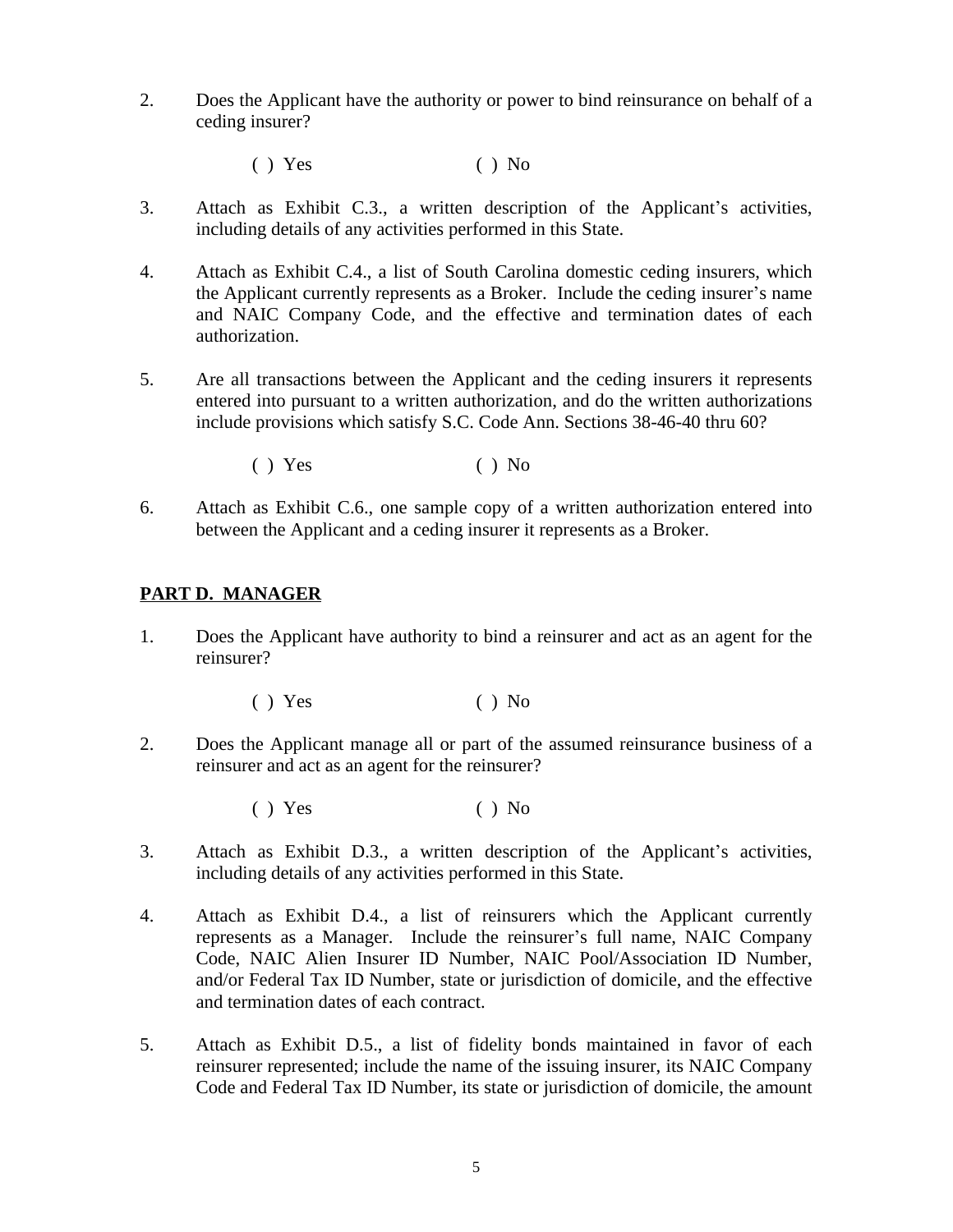2. Does the Applicant have the authority or power to bind reinsurance on behalf of a ceding insurer?

   ( ) Yes ( ) No

3. Attach as Exhibit C.3., a written description of the Applicant's activities, including details of any activities performed in this State.

4. Attach as Exhibit C.4., a list of South Carolina domestic ceding insurers, which the Applicant currently represents as a Broker. Include the ceding insurer's name and NAIC Company Code, and the effective and termination dates of each authorization.

5. Are all transactions between the Applicant and the ceding insurers it represents entered into pursuant to a written authorization, and do the written authorizations include provisions which satisfy S.C. Code Ann. Sections 38-46-40 thru 60?

   ( ) Yes ( ) No

6. Attach as Exhibit C.6., one sample copy of a written authorization entered into between the Applicant and a ceding insurer it represents as a Broker.

## PART D. MANAGER

1. Does the Applicant have authority to bind a reinsurer and act as an agent for the reinsurer?

   ( ) Yes ( ) No

2. Does the Applicant manage all or part of the assumed reinsurance business of a reinsurer and act as an agent for the reinsurer?

   ( ) Yes ( ) No

3. Attach as Exhibit D.3., a written description of the Applicant's activities, including details of any activities performed in this State.

4. Attach as Exhibit D.4., a list of reinsurers which the Applicant currently represents as a Manager. Include the reinsurer's full name, NAIC Company Code, NAIC Alien Insurer ID Number, NAIC Pool/Association ID Number, and/or Federal Tax ID Number, state or jurisdiction of domicile, and the effective and termination dates of each contract.

5. Attach as Exhibit D.5., a list of fidelity bonds maintained in favor of each reinsurer represented; include the name of the issuing insurer, its NAIC Company Code and Federal Tax ID Number, its state or jurisdiction of domicile, the amount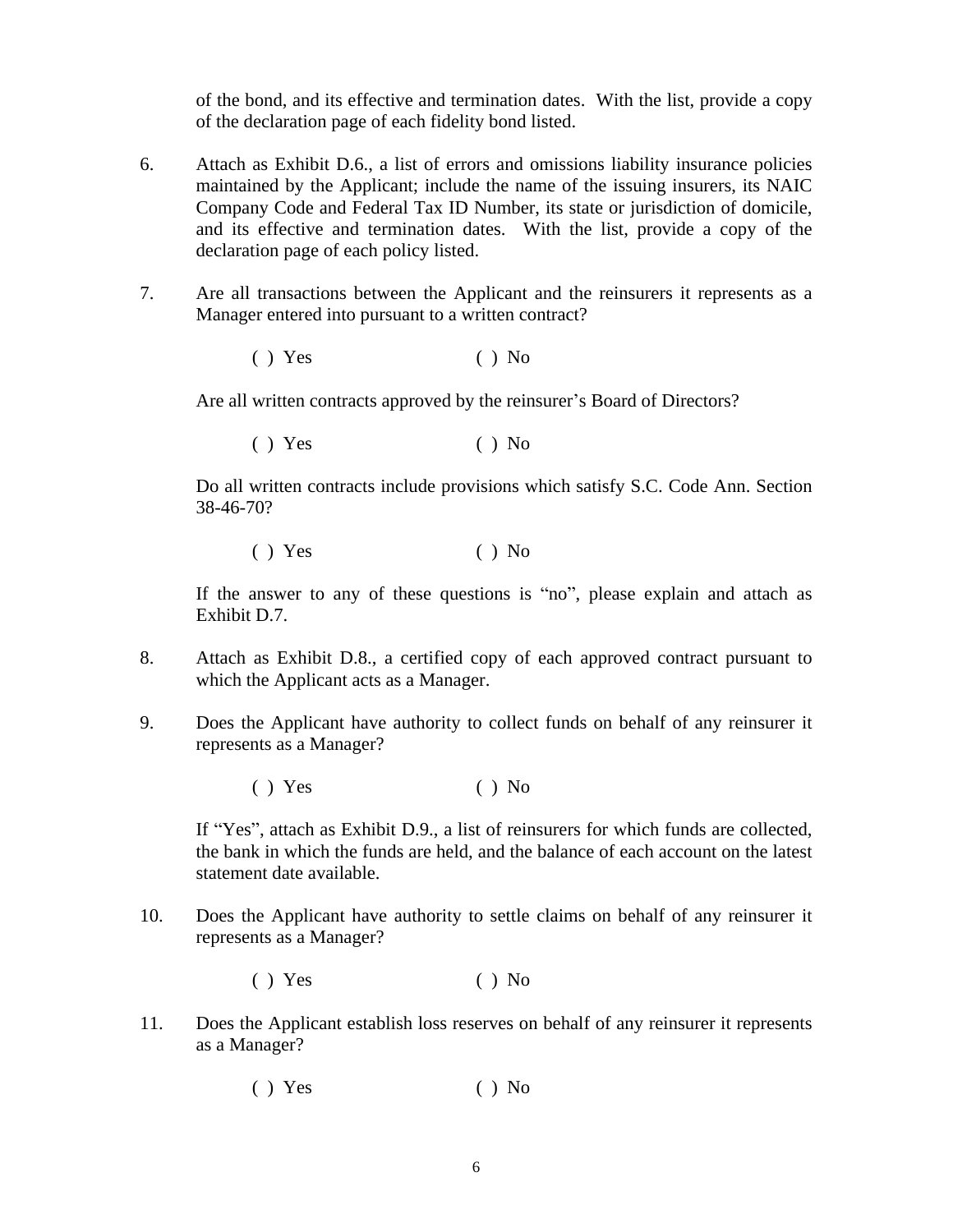of the bond, and its effective and termination dates. With the list, provide a copy of the declaration page of each fidelity bond listed.

6. Attach as Exhibit D.6., a list of errors and omissions liability insurance policies maintained by the Applicant; include the name of the issuing insurers, its NAIC Company Code and Federal Tax ID Number, its state or jurisdiction of domicile, and its effective and termination dates. With the list, provide a copy of the declaration page of each policy listed.

7. Are all transactions between the Applicant and the reinsurers it represents as a Manager entered into pursuant to a written contract?

   ( ) Yes ( ) No

   Are all written contracts approved by the reinsurer's Board of Directors?

   ( ) Yes ( ) No

   Do all written contracts include provisions which satisfy S.C. Code Ann. Section 38-46-70?

   ( ) Yes ( ) No

   If the answer to any of these questions is "no", please explain and attach as Exhibit D.7.

8. Attach as Exhibit D.8., a certified copy of each approved contract pursuant to which the Applicant acts as a Manager.

9. Does the Applicant have authority to collect funds on behalf of any reinsurer it represents as a Manager?

   ( ) Yes ( ) No

   If "Yes", attach as Exhibit D.9., a list of reinsurers for which funds are collected, the bank in which the funds are held, and the balance of each account on the latest statement date available.

10. Does the Applicant have authority to settle claims on behalf of any reinsurer it represents as a Manager?

    ( ) Yes ( ) No

11. Does the Applicant establish loss reserves on behalf of any reinsurer it represents as a Manager?

    ( ) Yes ( ) No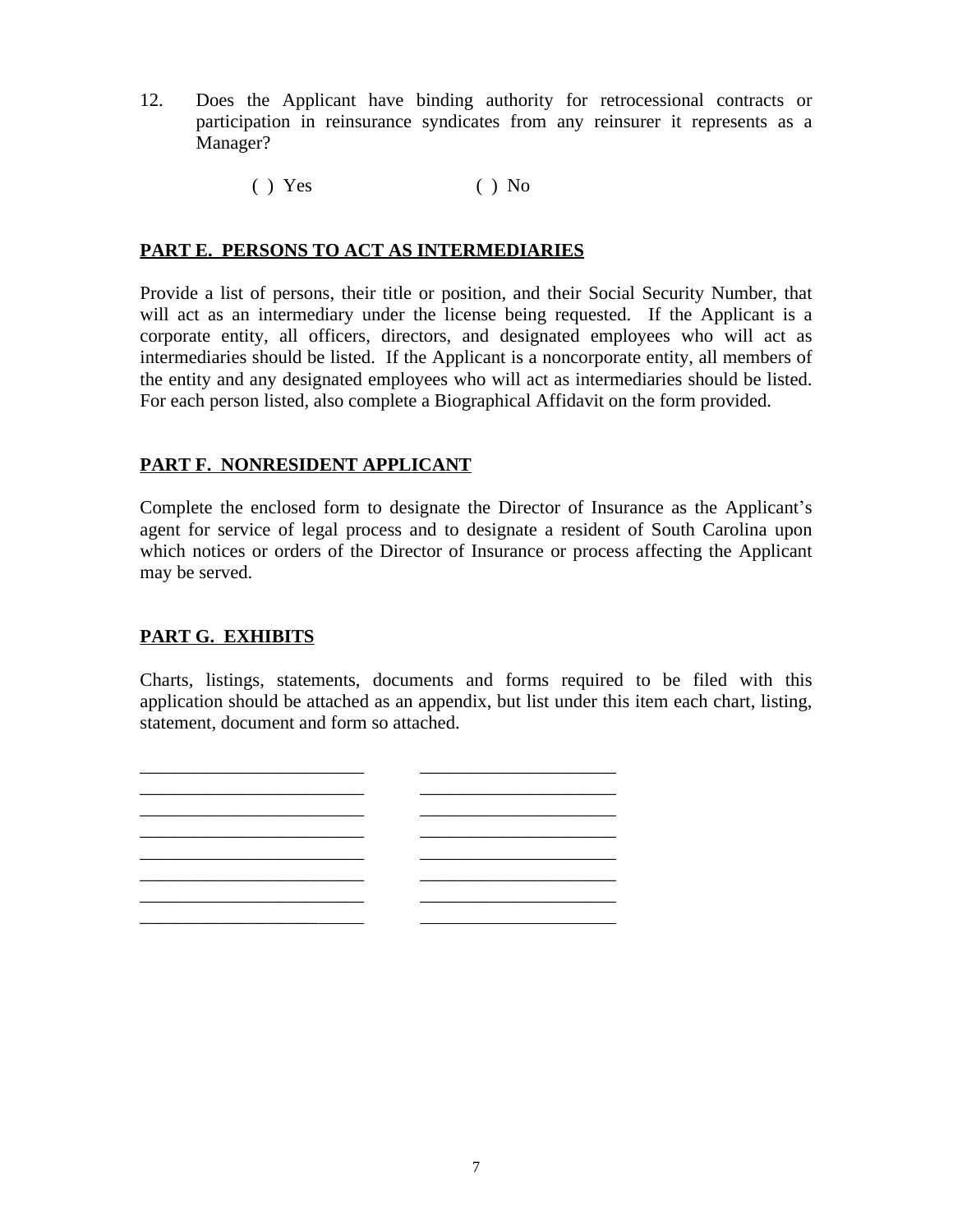12. Does the Applicant have binding authority for retrocessional contracts or participation in reinsurance syndicates from any reinsurer it represents as a Manager?

    ( ) Yes ( ) No

**PART E. PERSONS TO ACT AS INTERMEDIARIES**

Provide a list of persons, their title or position, and their Social Security Number, that will act as an intermediary under the license being requested. If the Applicant is a corporate entity, all officers, directors, and designated employees who will act as intermediaries should be listed. If the Applicant is a noncorporate entity, all members of the entity and any designated employees who will act as intermediaries should be listed. For each person listed, also complete a Biographical Affidavit on the form provided.

**PART F. NONRESIDENT APPLICANT**

Complete the enclosed form to designate the Director of Insurance as the Applicant's agent for service of legal process and to designate a resident of South Carolina upon which notices or orders of the Director of Insurance or process affecting the Applicant may be served.

**PART G. EXHIBITS**

Charts, listings, statements, documents and forms required to be filed with this application should be attached as an appendix, but list under this item each chart, listing, statement, document and form so attached.

_________________________ _____________________
_________________________ _____________________
_________________________ _____________________
_________________________ _____________________
_________________________ _____________________
_________________________ _____________________
_________________________ _____________________
_________________________ _____________________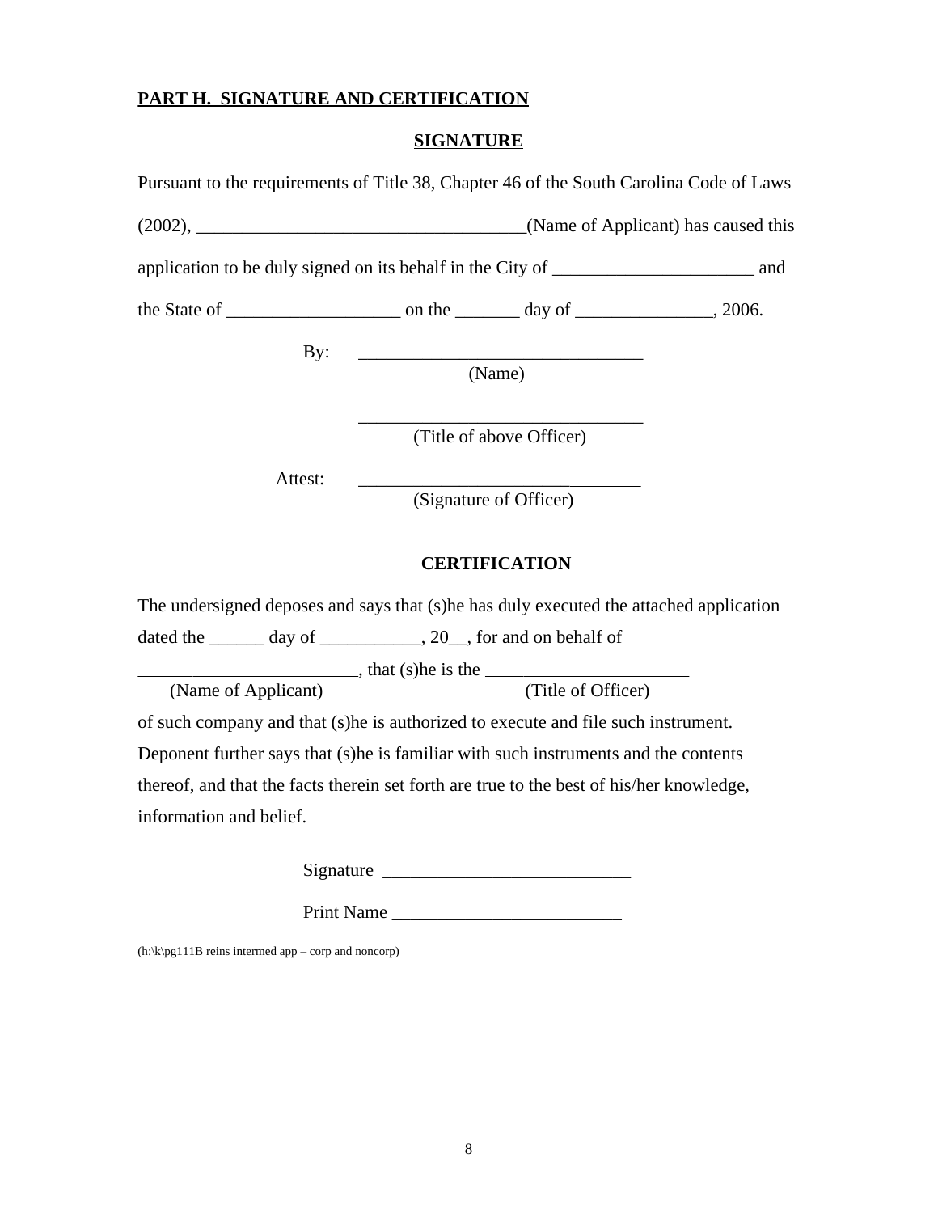**PART H. SIGNATURE AND CERTIFICATION**

**SIGNATURE**

Pursuant to the requirements of Title 38, Chapter 46 of the South Carolina Code of Laws (2002), ___________________________________(Name of Applicant) has caused this application to be duly signed on its behalf in the City of _____________________ and the State of __________________ on the _______ day of _______________, 2006.

By: ______________________________
(Name)

______________________________
(Title of above Officer)

Attest: ______________________________
(Signature of Officer)

**CERTIFICATION**

The undersigned deposes and says that (s)he has duly executed the attached application dated the ______ day of ___________, 20__, for and on behalf of

________________________, that (s)he is the ______________________
(Name of Applicant) (Title of Officer)

of such company and that (s)he is authorized to execute and file such instrument. Deponent further says that (s)he is familiar with such instruments and the contents thereof, and that the facts therein set forth are true to the best of his/her knowledge, information and belief.

Signature ___________________________

Print Name _________________________

(h:\k\pg111B reins intermed app – corp and noncorp)